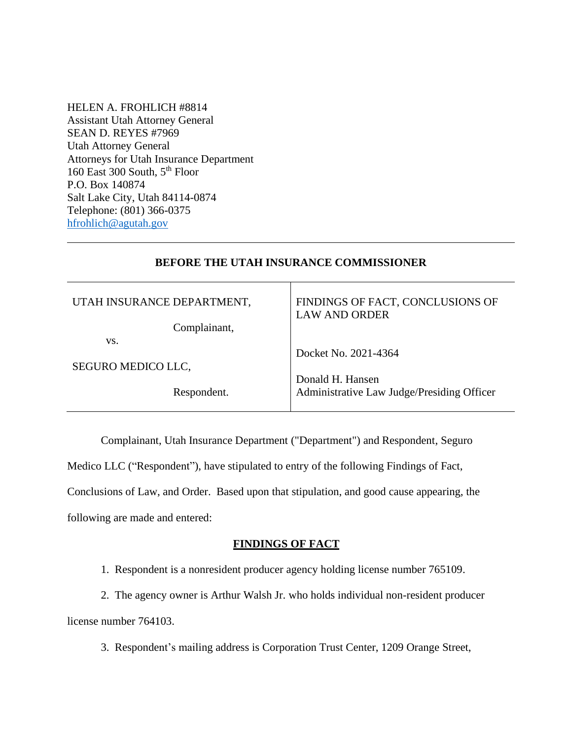HELEN A. FROHLICH #8814
Assistant Utah Attorney General
SEAN D. REYES #7969
Utah Attorney General
Attorneys for Utah Insurance Department
160 East 300 South, 5th Floor
P.O. Box 140874
Salt Lake City, Utah 84114-0874
Telephone: (801) 366-0375
hfrohlich@agutah.gov

---

**BEFORE THE UTAH INSURANCE COMMISSIONER**

| | |
|---|---|
| UTAH INSURANCE DEPARTMENT,<br><br>Complainant,<br><br>vs.<br><br>SEGURO MEDICO LLC,<br><br>Respondent. | FINDINGS OF FACT, CONCLUSIONS OF LAW AND ORDER<br><br>Docket No. 2021-4364<br><br>Donald H. Hansen<br>Administrative Law Judge/Presiding Officer |

Complainant, Utah Insurance Department ("Department") and Respondent, Seguro Medico LLC ("Respondent"), have stipulated to entry of the following Findings of Fact, Conclusions of Law, and Order. Based upon that stipulation, and good cause appearing, the following are made and entered:

## FINDINGS OF FACT

1. Respondent is a nonresident producer agency holding license number 765109.

2. The agency owner is Arthur Walsh Jr. who holds individual non-resident producer license number 764103.

3. Respondent's mailing address is Corporation Trust Center, 1209 Orange Street,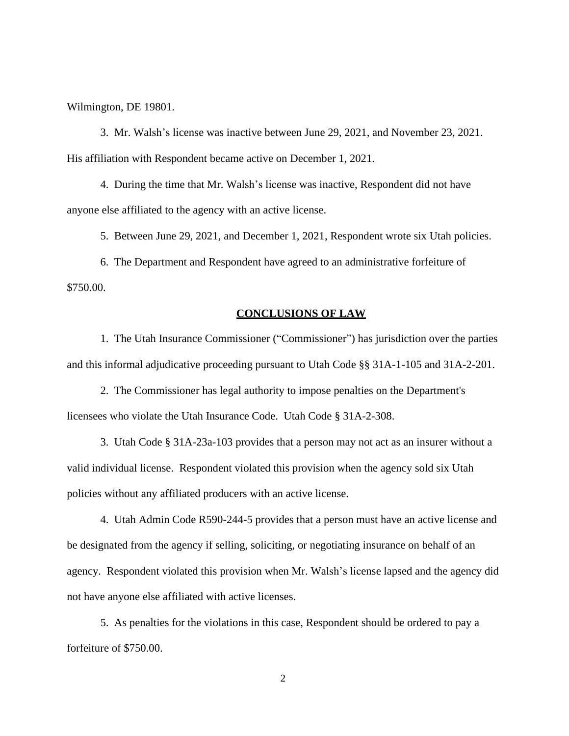Wilmington, DE 19801.

3. Mr. Walsh's license was inactive between June 29, 2021, and November 23, 2021. His affiliation with Respondent became active on December 1, 2021.

4. During the time that Mr. Walsh's license was inactive, Respondent did not have anyone else affiliated to the agency with an active license.

5. Between June 29, 2021, and December 1, 2021, Respondent wrote six Utah policies.

6. The Department and Respondent have agreed to an administrative forfeiture of $750.00.

## CONCLUSIONS OF LAW

1. The Utah Insurance Commissioner ("Commissioner") has jurisdiction over the parties and this informal adjudicative proceeding pursuant to Utah Code §§ 31A-1-105 and 31A-2-201.

2. The Commissioner has legal authority to impose penalties on the Department's licensees who violate the Utah Insurance Code. Utah Code § 31A-2-308.

3. Utah Code § 31A-23a-103 provides that a person may not act as an insurer without a valid individual license. Respondent violated this provision when the agency sold six Utah policies without any affiliated producers with an active license.

4. Utah Admin Code R590-244-5 provides that a person must have an active license and be designated from the agency if selling, soliciting, or negotiating insurance on behalf of an agency. Respondent violated this provision when Mr. Walsh's license lapsed and the agency did not have anyone else affiliated with active licenses.

5. As penalties for the violations in this case, Respondent should be ordered to pay a forfeiture of $750.00.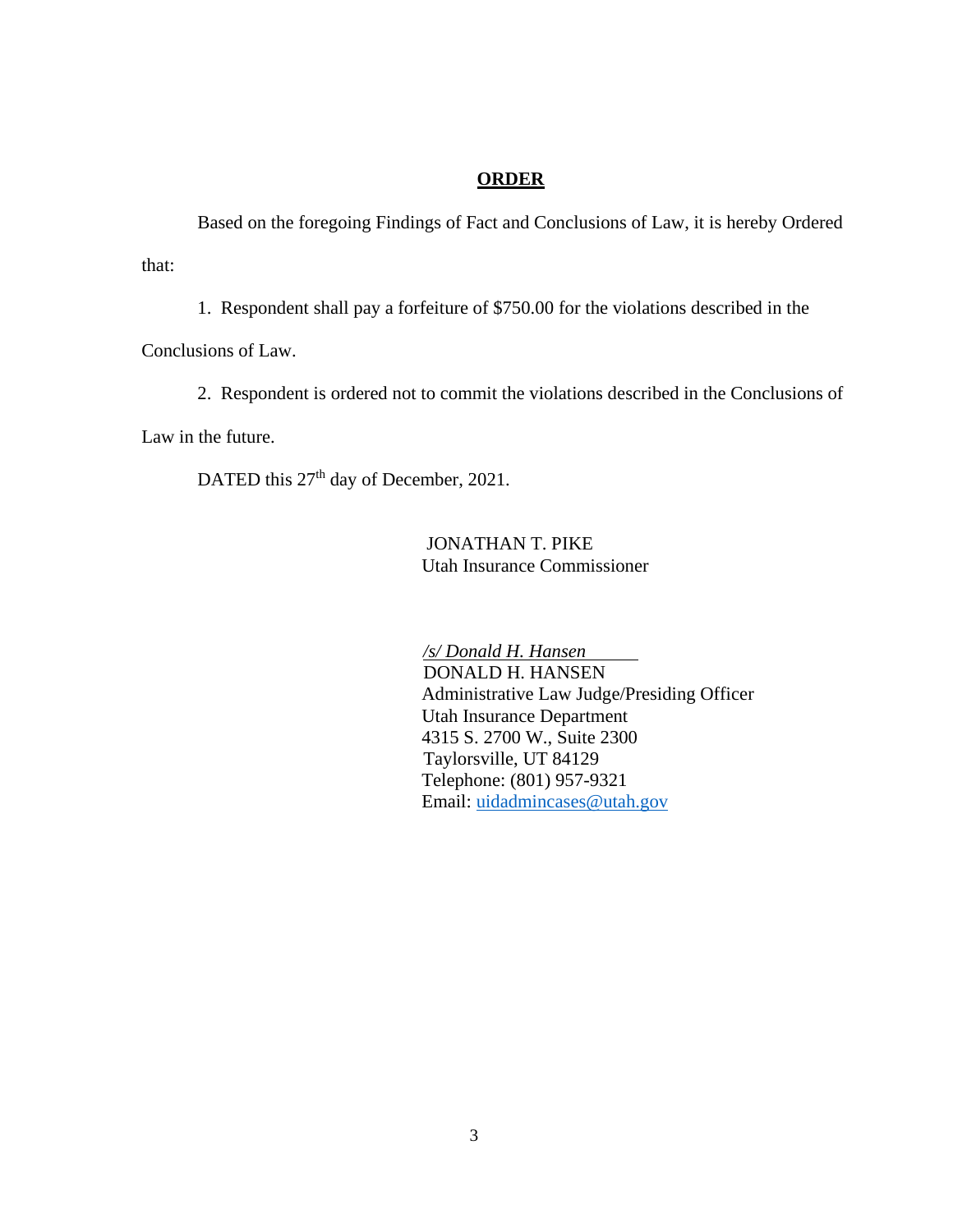## ORDER

Based on the foregoing Findings of Fact and Conclusions of Law, it is hereby Ordered that:

1. Respondent shall pay a forfeiture of $750.00 for the violations described in the Conclusions of Law.

2. Respondent is ordered not to commit the violations described in the Conclusions of Law in the future.

DATED this 27th day of December, 2021.

JONATHAN T. PIKE  
Utah Insurance Commissioner

*/s/ Donald H. Hansen*  
DONALD H. HANSEN  
Administrative Law Judge/Presiding Officer  
Utah Insurance Department  
4315 S. 2700 W., Suite 2300  
Taylorsville, UT 84129  
Telephone: (801) 957-9321  
Email: uidadmincases@utah.gov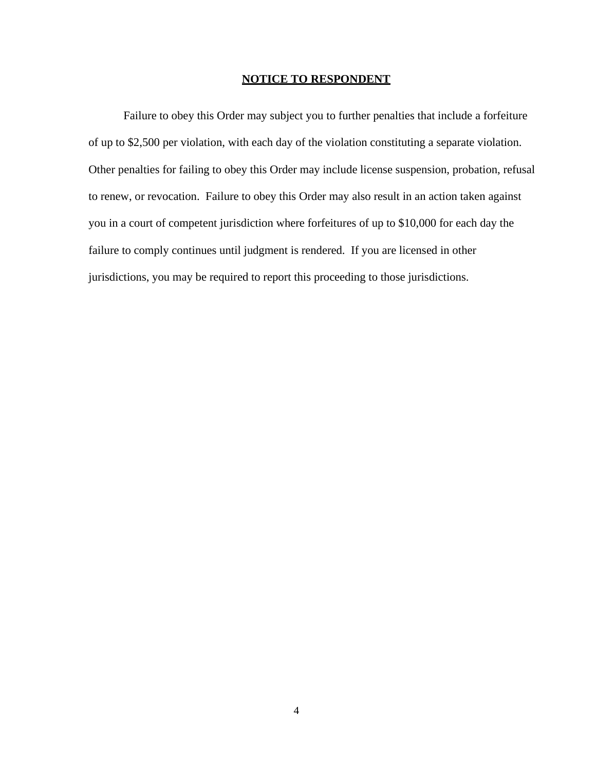**NOTICE TO RESPONDENT**

Failure to obey this Order may subject you to further penalties that include a forfeiture of up to $2,500 per violation, with each day of the violation constituting a separate violation. Other penalties for failing to obey this Order may include license suspension, probation, refusal to renew, or revocation. Failure to obey this Order may also result in an action taken against you in a court of competent jurisdiction where forfeitures of up to $10,000 for each day the failure to comply continues until judgment is rendered. If you are licensed in other jurisdictions, you may be required to report this proceeding to those jurisdictions.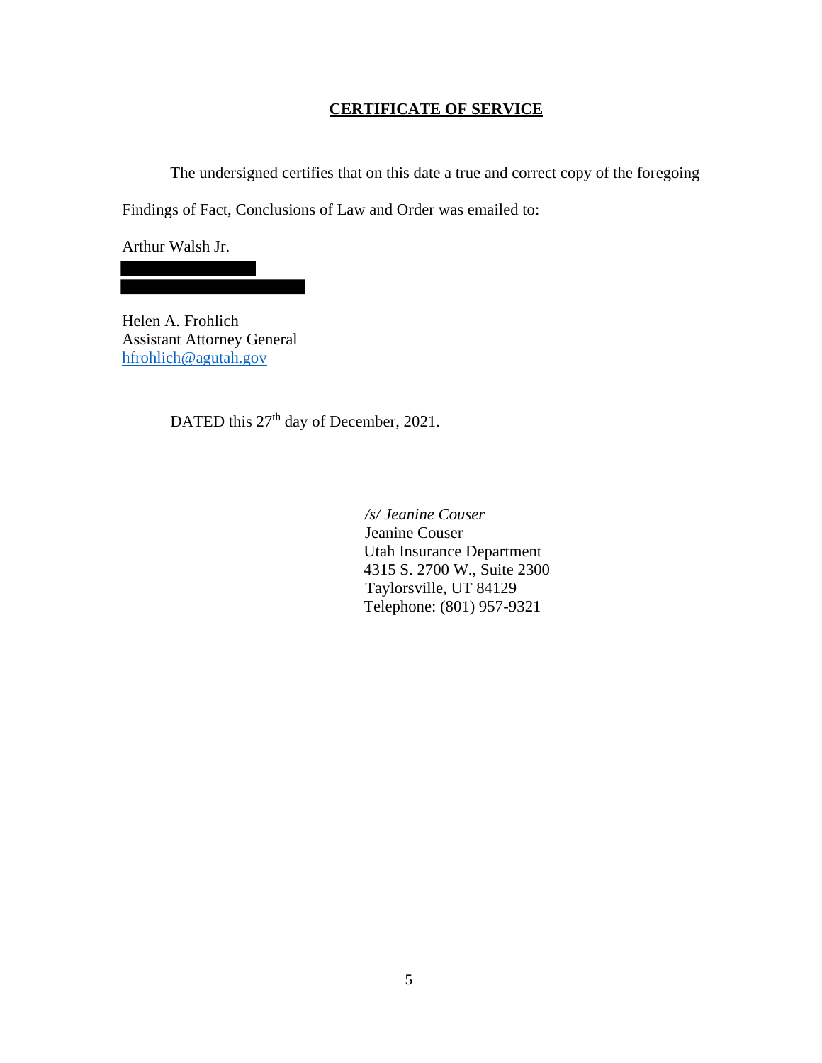**CERTIFICATE OF SERVICE**

The undersigned certifies that on this date a true and correct copy of the foregoing Findings of Fact, Conclusions of Law and Order was emailed to:

Arthur Walsh Jr.

Helen A. Frohlich
Assistant Attorney General
hfrohlich@agutah.gov

DATED this 27th day of December, 2021.

*/s/ Jeanine Couser*
Jeanine Couser
Utah Insurance Department
4315 S. 2700 W., Suite 2300
Taylorsville, UT 84129
Telephone: (801) 957-9321